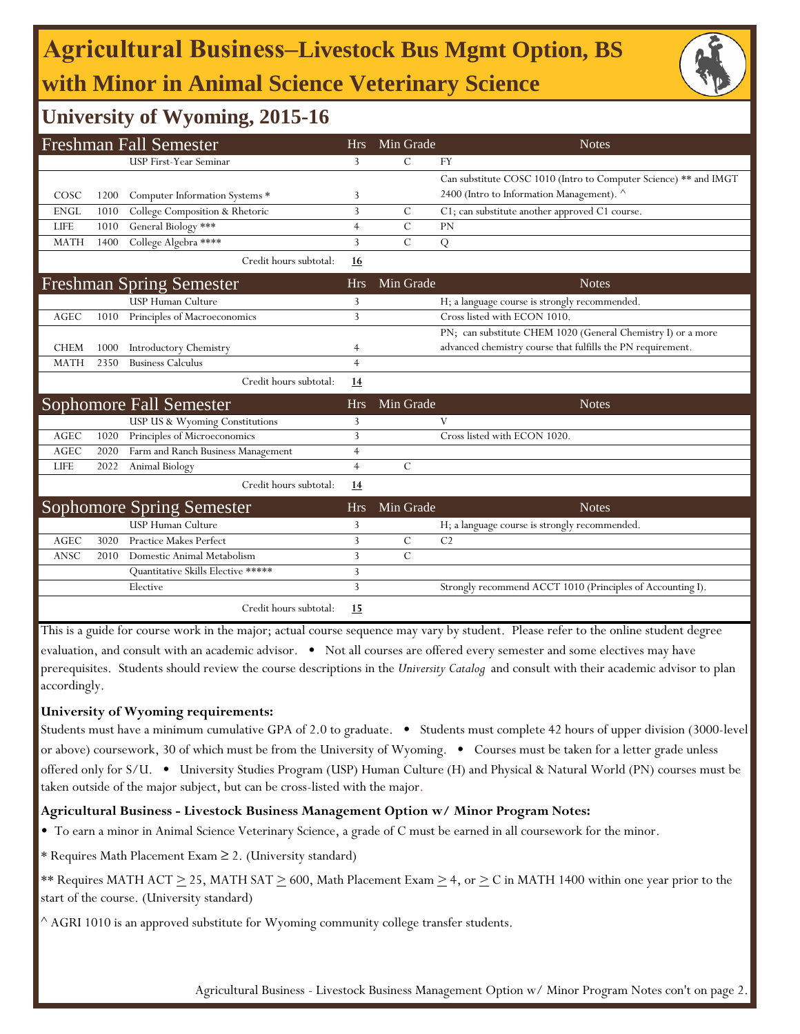# Agricultural Business–Livestock Bus Mgmt Option, BS with Minor in Animal Science Veterinary Science

## University of Wyoming, 2015-16

| Freshman Fall Semester | | | Hrs | Min Grade | Notes |
|---|---|---|---|---|---|
| | | USP First-Year Seminar | 3 | C | FY |
| COSC | 1200 | Computer Information Systems * | 3 | | Can substitute COSC 1010 (Intro to Computer Science) ** and IMGT 2400 (Intro to Information Management). ^ |
| ENGL | 1010 | College Composition & Rhetoric | 3 | C | C1; can substitute another approved C1 course. |
| LIFE | 1010 | General Biology *** | 4 | C | PN |
| MATH | 1400 | College Algebra **** | 3 | C | Q |
| | | Credit hours subtotal: | 16 | | |

| Freshman Spring Semester | | | Hrs | Min Grade | Notes |
|---|---|---|---|---|---|
| | | USP Human Culture | 3 | | H; a language course is strongly recommended. |
| AGEC | 1010 | Principles of Macroeconomics | 3 | | Cross listed with ECON 1010. |
| CHEM | 1000 | Introductory Chemistry | 4 | | PN; can substitute CHEM 1020 (General Chemistry I) or a more advanced chemistry course that fulfills the PN requirement. |
| MATH | 2350 | Business Calculus | 4 | | |
| | | Credit hours subtotal: | 14 | | |

| Sophomore Fall Semester | | | Hrs | Min Grade | Notes |
|---|---|---|---|---|---|
| | | USP US & Wyoming Constitutions | 3 | | V |
| AGEC | 1020 | Principles of Microeconomics | 3 | | Cross listed with ECON 1020. |
| AGEC | 2020 | Farm and Ranch Business Management | 4 | | |
| LIFE | 2022 | Animal Biology | 4 | C | |
| | | Credit hours subtotal: | 14 | | |

| Sophomore Spring Semester | | | Hrs | Min Grade | Notes |
|---|---|---|---|---|---|
| | | USP Human Culture | 3 | | H; a language course is strongly recommended. |
| AGEC | 3020 | Practice Makes Perfect | 3 | C | C2 |
| ANSC | 2010 | Domestic Animal Metabolism | 3 | C | |
| | | Quantitative Skills Elective ***** | 3 | | |
| | | Elective | 3 | | Strongly recommend ACCT 1010 (Principles of Accounting I). |
| | | Credit hours subtotal: | 15 | | |

This is a guide for course work in the major; actual course sequence may vary by student. Please refer to the online student degree evaluation, and consult with an academic advisor. • Not all courses are offered every semester and some electives may have prerequisites. Students should review the course descriptions in the *University Catalog* and consult with their academic advisor to plan accordingly.

**University of Wyoming requirements:**

Students must have a minimum cumulative GPA of 2.0 to graduate. • Students must complete 42 hours of upper division (3000-level or above) coursework, 30 of which must be from the University of Wyoming. • Courses must be taken for a letter grade unless offered only for S/U. • University Studies Program (USP) Human Culture (H) and Physical & Natural World (PN) courses must be taken outside of the major subject, but can be cross-listed with the major.

**Agricultural Business - Livestock Business Management Option w/ Minor Program Notes:**

• To earn a minor in Animal Science Veterinary Science, a grade of C must be earned in all coursework for the minor.

* Requires Math Placement Exam ≥ 2. (University standard)

** Requires MATH ACT ≥ 25, MATH SAT ≥ 600, Math Placement Exam ≥ 4, or ≥ C in MATH 1400 within one year prior to the start of the course. (University standard)

^ AGRI 1010 is an approved substitute for Wyoming community college transfer students.

Agricultural Business - Livestock Business Management Option w/ Minor Program Notes con't on page 2.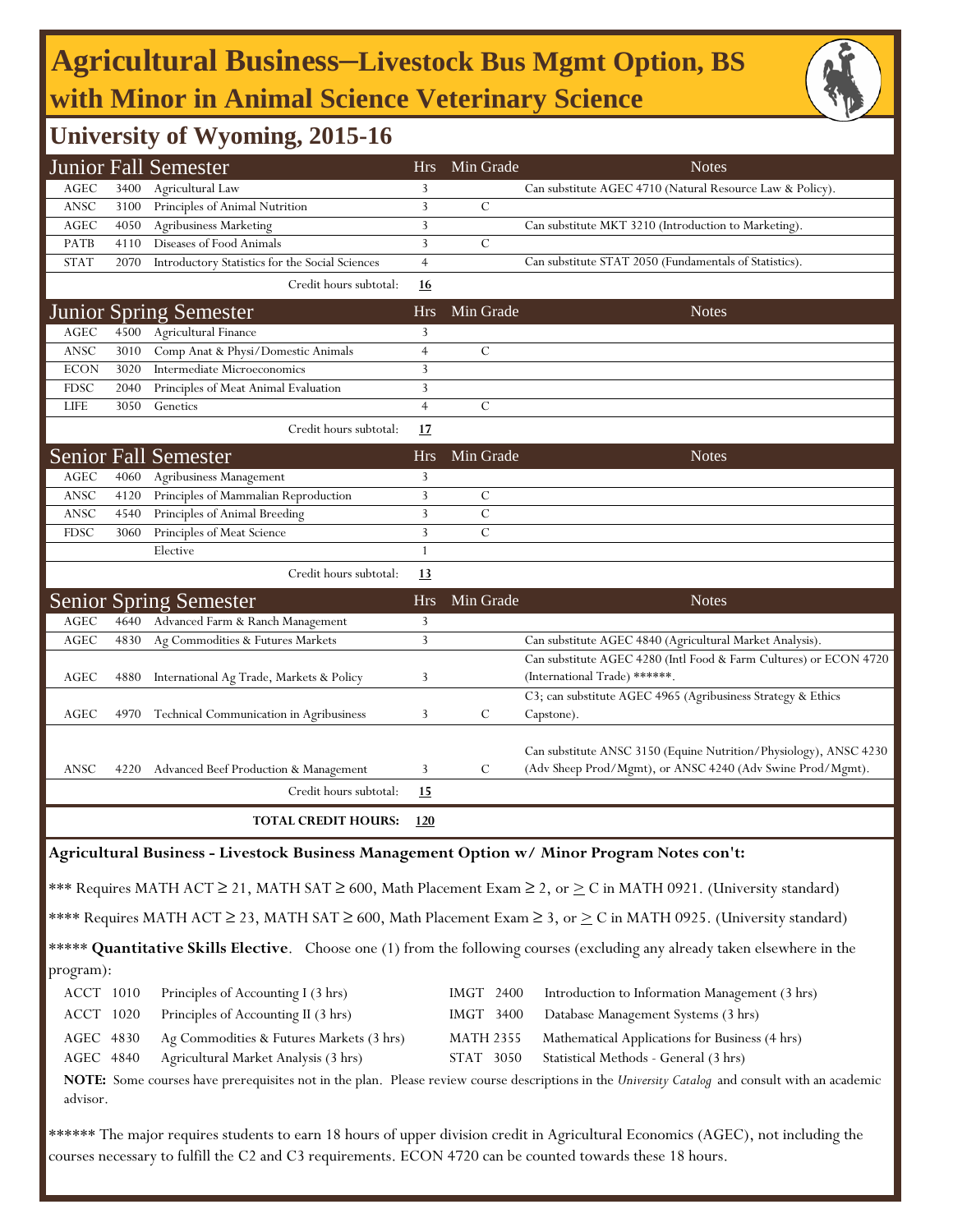# Agricultural Business–Livestock Bus Mgmt Option, BS with Minor in Animal Science Veterinary Science

## University of Wyoming, 2015-16

| Junior Fall Semester | | | Hrs | Min Grade | Notes |
|---|---|---|---|---|---|
| AGEC | 3400 | Agricultural Law | 3 | | Can substitute AGEC 4710 (Natural Resource Law & Policy). |
| ANSC | 3100 | Principles of Animal Nutrition | 3 | C | |
| AGEC | 4050 | Agribusiness Marketing | 3 | | Can substitute MKT 3210 (Introduction to Marketing). |
| PATB | 4110 | Diseases of Food Animals | 3 | C | |
| STAT | 2070 | Introductory Statistics for the Social Sciences | 4 | | Can substitute STAT 2050 (Fundamentals of Statistics). |
| | | Credit hours subtotal: | **16** | | |

| Junior Spring Semester | | | Hrs | Min Grade | Notes |
|---|---|---|---|---|---|
| AGEC | 4500 | Agricultural Finance | 3 | | |
| ANSC | 3010 | Comp Anat & Physi/Domestic Animals | 4 | C | |
| ECON | 3020 | Intermediate Microeconomics | 3 | | |
| FDSC | 2040 | Principles of Meat Animal Evaluation | 3 | | |
| LIFE | 3050 | Genetics | 4 | C | |
| | | Credit hours subtotal: | **17** | | |

| Senior Fall Semester | | | Hrs | Min Grade | Notes |
|---|---|---|---|---|---|
| AGEC | 4060 | Agribusiness Management | 3 | | |
| ANSC | 4120 | Principles of Mammalian Reproduction | 3 | C | |
| ANSC | 4540 | Principles of Animal Breeding | 3 | C | |
| FDSC | 3060 | Principles of Meat Science | 3 | C | |
| | | Elective | 1 | | |
| | | Credit hours subtotal: | **13** | | |

| Senior Spring Semester | | | Hrs | Min Grade | Notes |
|---|---|---|---|---|---|
| AGEC | 4640 | Advanced Farm & Ranch Management | 3 | | |
| AGEC | 4830 | Ag Commodities & Futures Markets | 3 | | Can substitute AGEC 4840 (Agricultural Market Analysis). |
| AGEC | 4880 | International Ag Trade, Markets & Policy | 3 | | Can substitute AGEC 4280 (Intl Food & Farm Cultures) or ECON 4720 (International Trade) ******. |
| AGEC | 4970 | Technical Communication in Agribusiness | 3 | C | C3; can substitute AGEC 4965 (Agribusiness Strategy & Ethics Capstone). |
| ANSC | 4220 | Advanced Beef Production & Management | 3 | C | Can substitute ANSC 3150 (Equine Nutrition/Physiology), ANSC 4230 (Adv Sheep Prod/Mgmt), or ANSC 4240 (Adv Swine Prod/Mgmt). |
| | | Credit hours subtotal: | **15** | | |
| | | **TOTAL CREDIT HOURS:** | **120** | | |

**Agricultural Business - Livestock Business Management Option w/ Minor Program Notes con't:**

*** Requires MATH ACT ≥ 21, MATH SAT ≥ 600, Math Placement Exam ≥ 2, or ≥ C in MATH 0921. (University standard)

**** Requires MATH ACT ≥ 23, MATH SAT ≥ 600, Math Placement Exam ≥ 3, or ≥ C in MATH 0925. (University standard)

***** **Quantitative Skills Elective**. Choose one (1) from the following courses (excluding any already taken elsewhere in the program):

| | | | |
|---|---|---|---|
| ACCT 1010 | Principles of Accounting I (3 hrs) | IMGT 2400 | Introduction to Information Management (3 hrs) |
| ACCT 1020 | Principles of Accounting II (3 hrs) | IMGT 3400 | Database Management Systems (3 hrs) |
| AGEC 4830 | Ag Commodities & Futures Markets (3 hrs) | MATH 2355 | Mathematical Applications for Business (4 hrs) |
| AGEC 4840 | Agricultural Market Analysis (3 hrs) | STAT 3050 | Statistical Methods - General (3 hrs) |

**NOTE:** Some courses have prerequisites not in the plan. Please review course descriptions in the *University Catalog* and consult with an academic advisor.

****** The major requires students to earn 18 hours of upper division credit in Agricultural Economics (AGEC), not including the courses necessary to fulfill the C2 and C3 requirements. ECON 4720 can be counted towards these 18 hours.